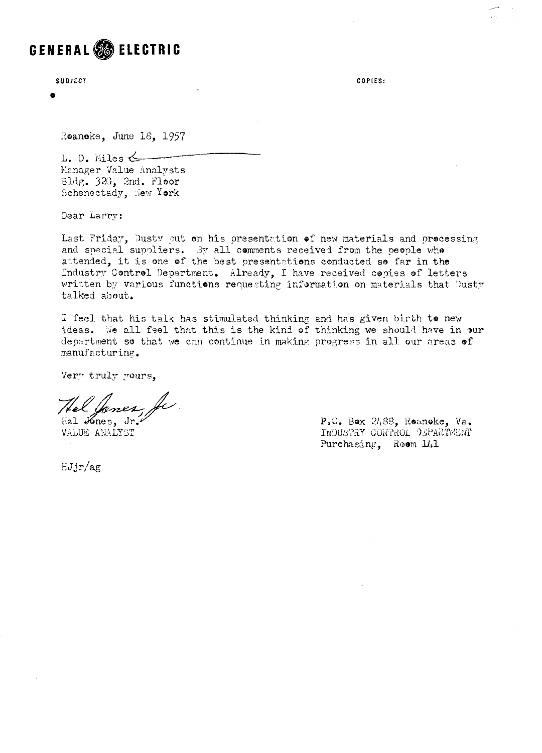**GENERAL ELECTRIC**

SUBJECT

COPIES:

Roanoke, June 18, 1957

L. D. Miles
Manager Value Analysts
Bldg. 32G, 2nd. Floor
Schenectady, New York

Dear Larry:

Last Friday, Dusty put on his presentation of new materials and processing and special suppliers. By all comments received from the people who attended, it is one of the best presentations conducted so far in the Industry Control Department. Already, I have received copies of letters written by various functions requesting information on materials that Dusty talked about.

I feel that his talk has stimulated thinking and has given birth to new ideas. We all feel that this is the kind of thinking we should have in our department so that we can continue in making progress in all our areas of manufacturing.

Very truly yours,

Hal Jones, Jr.
Hal Jones, Jr.
VALUE ANALYST

P.O. Box 2488, Roanoke, Va.
INDUSTRY CONTROL DEPARTMENT
Purchasing, Room 141

HJjr/ag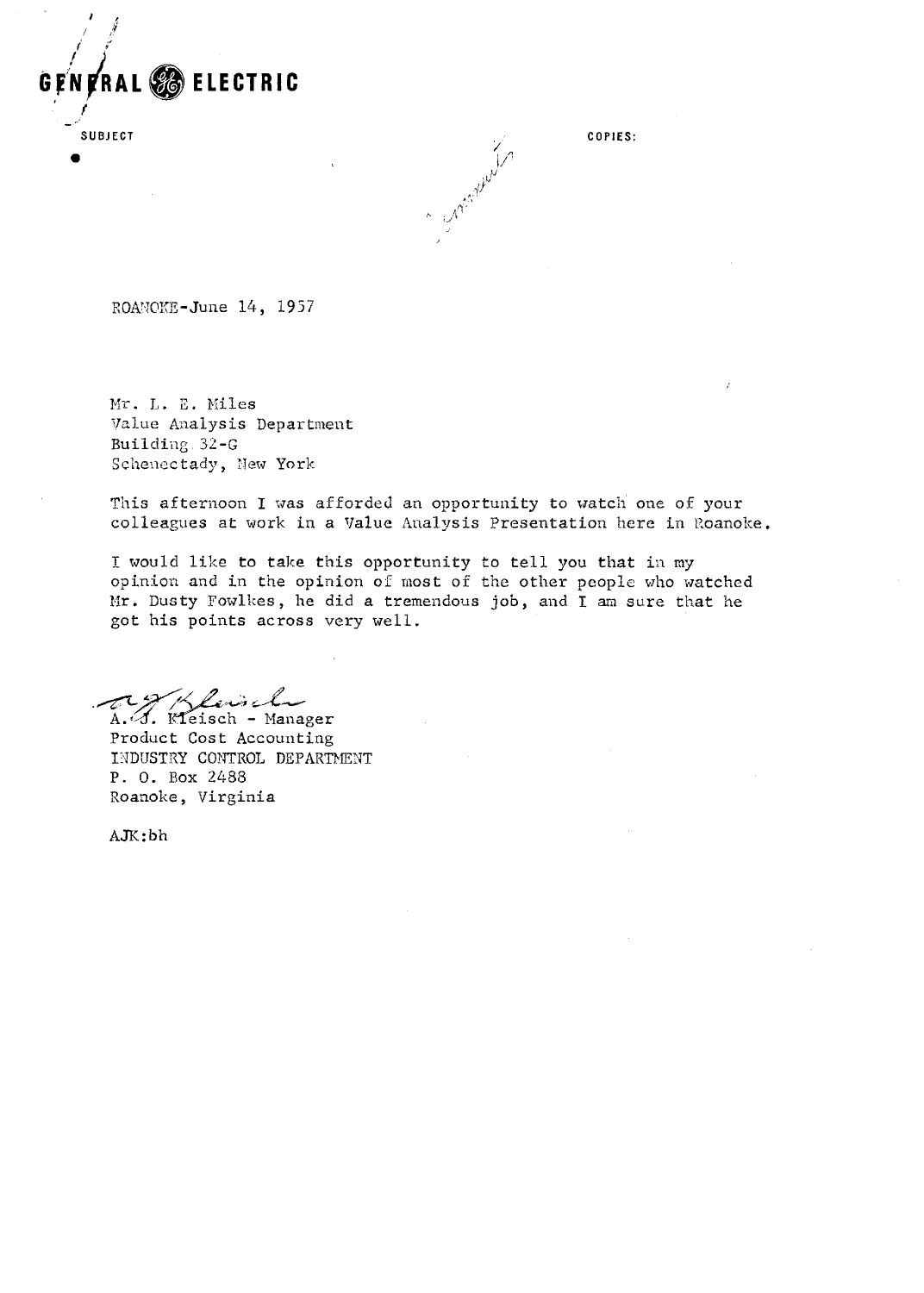GENERAL ELECTRIC

SUBJECT

COPIES:

ROANOKE-June 14, 1957

Mr. L. E. Miles  
Value Analysis Department  
Building 32-G  
Schenectady, New York

This afternoon I was afforded an opportunity to watch one of your colleagues at work in a Value Analysis Presentation here in Roanoke.

I would like to take this opportunity to tell you that in my opinion and in the opinion of most of the other people who watched Mr. Dusty Fowlkes, he did a tremendous job, and I am sure that he got his points across very well.

A. J. Kleisch - Manager  
Product Cost Accounting  
INDUSTRY CONTROL DEPARTMENT  
P. O. Box 2488  
Roanoke, Virginia

AJK:bh